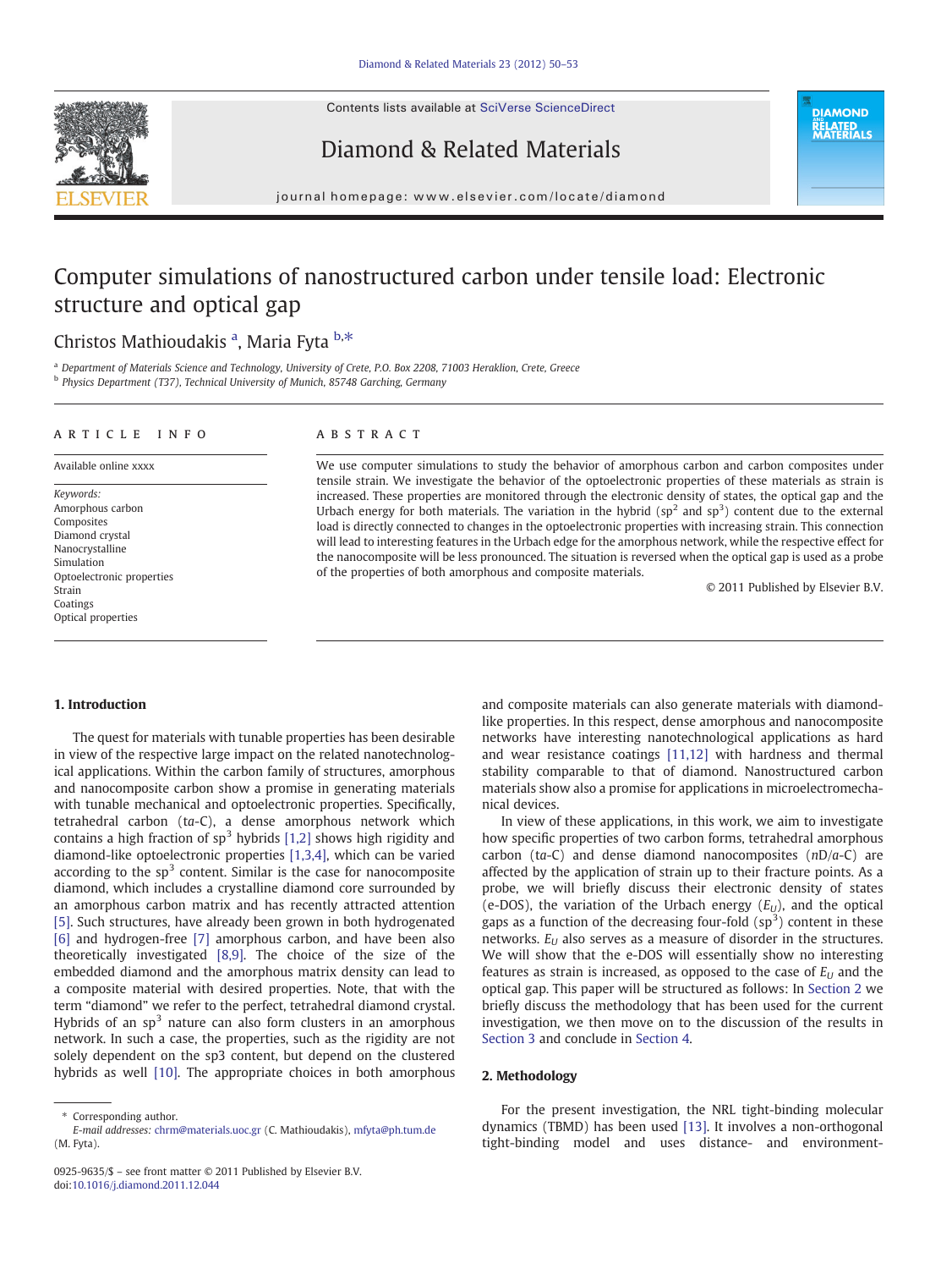# Computer simulations of nanostructured carbon under tensile load: Electronic structure and optical gap

Christos Mathioudakis [a], Maria Fyta [b,*]

[a] Department of Materials Science and Technology, University of Crete, P.O. Box 2208, 71003 Heraklion, Crete, Greece
[b] Physics Department (T37), Technical University of Munich, 85748 Garching, Germany

## ARTICLE INFO

Available online xxxx

*Keywords:*
Amorphous carbon
Composites
Diamond crystal
Nanocrystalline
Simulation
Optoelectronic properties
Strain
Coatings
Optical properties

## ABSTRACT

We use computer simulations to study the behavior of amorphous carbon and carbon composites under tensile strain. We investigate the behavior of the optoelectronic properties of these materials as strain is increased. These properties are monitored through the electronic density of states, the optical gap and the Urbach energy for both materials. The variation in the hybrid ($sp^2$ and $sp^3$) content due to the external load is directly connected to changes in the optoelectronic properties with increasing strain. This connection will lead to interesting features in the Urbach edge for the amorphous network, while the respective effect for the nanocomposite will be less pronounced. The situation is reversed when the optical gap is used as a probe of the properties of both amorphous and composite materials.

© 2011 Published by Elsevier B.V.

## 1. Introduction

The quest for materials with tunable properties has been desirable in view of the respective large impact on the related nanotechnological applications. Within the carbon family of structures, amorphous and nanocomposite carbon show a promise in generating materials with tunable mechanical and optoelectronic properties. Specifically, tetrahedral carbon (t*a*-C), a dense amorphous network which contains a high fraction of $sp^3$ hybrids [1,2] shows high rigidity and diamond-like optoelectronic properties [1,3,4], which can be varied according to the $sp^3$ content. Similar is the case for nanocomposite diamond, which includes a crystalline diamond core surrounded by an amorphous carbon matrix and has recently attracted attention [5]. Such structures, have already been grown in both hydrogenated [6] and hydrogen-free [7] amorphous carbon, and have been also theoretically investigated [8,9]. The choice of the size of the embedded diamond and the amorphous matrix density can lead to a composite material with desired properties. Note, that with the term "diamond" we refer to the perfect, tetrahedral diamond crystal. Hybrids of an $sp^3$ nature can also form clusters in an amorphous network. In such a case, the properties, such as the rigidity are not solely dependent on the sp3 content, but depend on the clustered hybrids as well [10]. The appropriate choices in both amorphous and composite materials can also generate materials with diamond-like properties. In this respect, dense amorphous and nanocomposite networks have interesting nanotechnological applications as hard and wear resistance coatings [11,12] with hardness and thermal stability comparable to that of diamond. Nanostructured carbon materials show also a promise for applications in microelectromechanical devices.

In view of these applications, in this work, we aim to investigate how specific properties of two carbon forms, tetrahedral amorphous carbon (t*a*-C) and dense diamond nanocomposites (*n*D/*a*-C) are affected by the application of strain up to their fracture points. As a probe, we will briefly discuss their electronic density of states (e-DOS), the variation of the Urbach energy ($E_U$), and the optical gaps as a function of the decreasing four-fold ($sp^3$) content in these networks. $E_U$ also serves as a measure of disorder in the structures. We will show that the e-DOS will essentially show no interesting features as strain is increased, as opposed to the case of $E_U$ and the optical gap. This paper will be structured as follows: In Section 2 we briefly discuss the methodology that has been used for the current investigation, we then move on to the discussion of the results in Section 3 and conclude in Section 4.

## 2. Methodology

For the present investigation, the NRL tight-binding molecular dynamics (TBMD) has been used [13]. It involves a non-orthogonal tight-binding model and uses distance- and environment-

* Corresponding author.
*E-mail addresses:* chrm@materials.uoc.gr (C. Mathioudakis), mfyta@ph.tum.de (M. Fyta).

0925-9635/$ – see front matter © 2011 Published by Elsevier B.V.
doi:10.1016/j.diamond.2011.12.044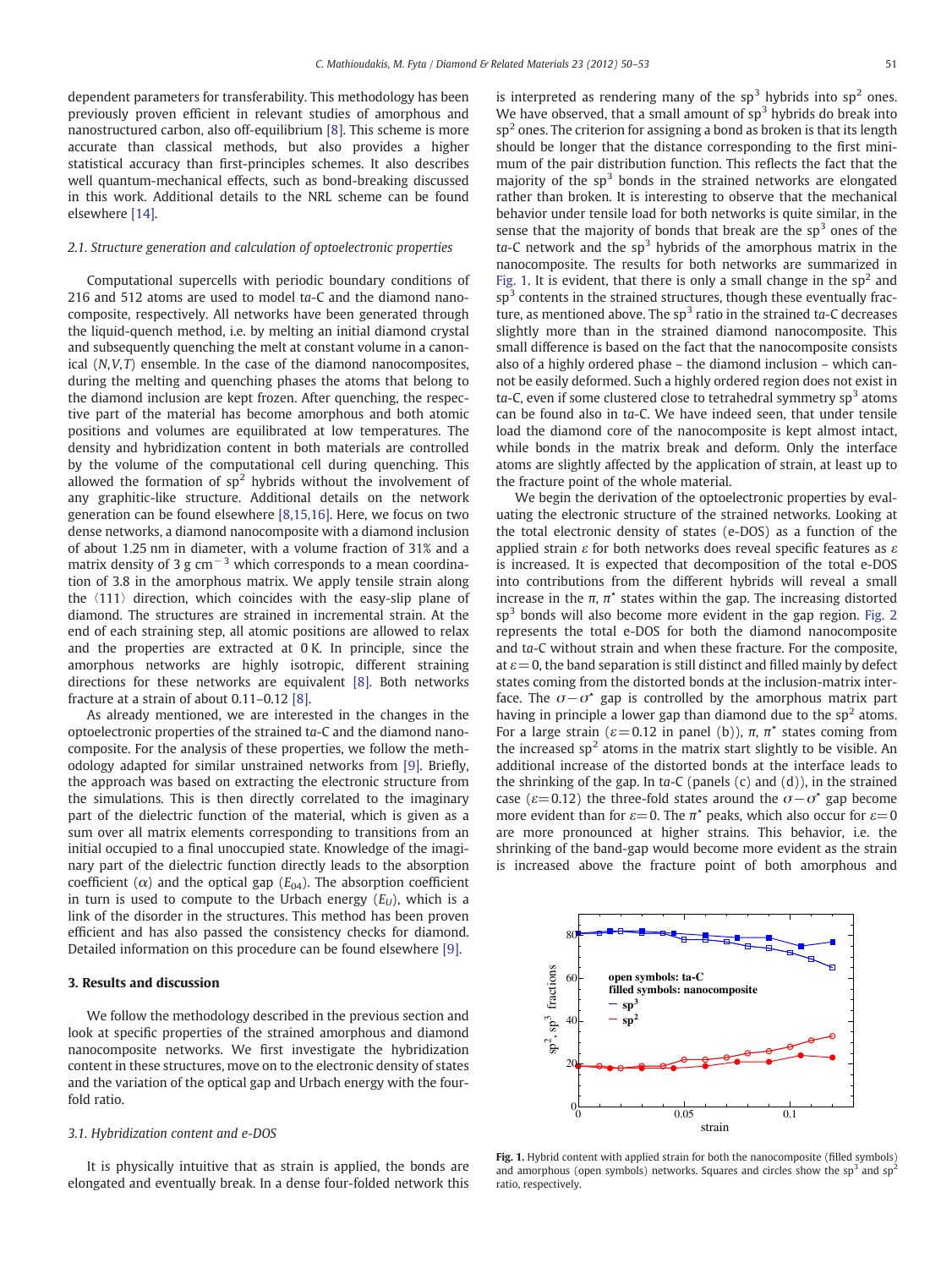dependent parameters for transferability. This methodology has been previously proven efficient in relevant studies of amorphous and nanostructured carbon, also off-equilibrium [8]. This scheme is more accurate than classical methods, but also provides a higher statistical accuracy than first-principles schemes. It also describes well quantum-mechanical effects, such as bond-breaking discussed in this work. Additional details to the NRL scheme can be found elsewhere [14].

### 2.1. Structure generation and calculation of optoelectronic properties

Computational supercells with periodic boundary conditions of 216 and 512 atoms are used to model *ta*-C and the diamond nanocomposite, respectively. All networks have been generated through the liquid-quench method, i.e. by melting an initial diamond crystal and subsequently quenching the melt at constant volume in a canonical ($N,V,T$) ensemble. In the case of the diamond nanocomposites, during the melting and quenching phases the atoms that belong to the diamond inclusion are kept frozen. After quenching, the respective part of the material has become amorphous and both atomic positions and volumes are equilibrated at low temperatures. The density and hybridization content in both materials are controlled by the volume of the computational cell during quenching. This allowed the formation of $sp^2$ hybrids without the involvement of any graphitic-like structure. Additional details on the network generation can be found elsewhere [8,15,16]. Here, we focus on two dense networks, a diamond nanocomposite with a diamond inclusion of about 1.25 nm in diameter, with a volume fraction of 31% and a matrix density of 3 g cm$^{-3}$ which corresponds to a mean coordination of 3.8 in the amorphous matrix. We apply tensile strain along the $\langle 111 \rangle$ direction, which coincides with the easy-slip plane of diamond. The structures are strained in incremental strain. At the end of each straining step, all atomic positions are allowed to relax and the properties are extracted at 0 K. In principle, since the amorphous networks are highly isotropic, different straining directions for these networks are equivalent [8]. Both networks fracture at a strain of about 0.11–0.12 [8].

As already mentioned, we are interested in the changes in the optoelectronic properties of the strained *ta*-C and the diamond nanocomposite. For the analysis of these properties, we follow the methodology adapted for similar unstrained networks from [9]. Briefly, the approach was based on extracting the electronic structure from the simulations. This is then directly correlated to the imaginary part of the dielectric function of the material, which is given as a sum over all matrix elements corresponding to transitions from an initial occupied to a final unoccupied state. Knowledge of the imaginary part of the dielectric function directly leads to the absorption coefficient ($\alpha$) and the optical gap ($E_{04}$). The absorption coefficient in turn is used to compute to the Urbach energy ($E_U$), which is a link of the disorder in the structures. This method has been proven efficient and has also passed the consistency checks for diamond. Detailed information on this procedure can be found elsewhere [9].

## 3. Results and discussion

We follow the methodology described in the previous section and look at specific properties of the strained amorphous and diamond nanocomposite networks. We first investigate the hybridization content in these structures, move on to the electronic density of states and the variation of the optical gap and Urbach energy with the fourfold ratio.

### 3.1. Hybridization content and e-DOS

It is physically intuitive that as strain is applied, the bonds are elongated and eventually break. In a dense four-folded network this is interpreted as rendering many of the $sp^3$ hybrids into $sp^2$ ones. We have observed, that a small amount of $sp^3$ hybrids do break into $sp^2$ ones. The criterion for assigning a bond as broken is that its length should be longer that the distance corresponding to the first minimum of the pair distribution function. This reflects the fact that the majority of the $sp^3$ bonds in the strained networks are elongated rather than broken. It is interesting to observe that the mechanical behavior under tensile load for both networks is quite similar, in the sense that the majority of bonds that break are the $sp^3$ ones of the *ta*-C network and the $sp^3$ hybrids of the amorphous matrix in the nanocomposite. The results for both networks are summarized in Fig. 1. It is evident, that there is only a small change in the $sp^2$ and $sp^3$ contents in the strained structures, though these eventually fracture, as mentioned above. The $sp^3$ ratio in the strained *ta*-C decreases slightly more than in the strained diamond nanocomposite. This small difference is based on the fact that the nanocomposite consists also of a highly ordered phase – the diamond inclusion – which cannot be easily deformed. Such a highly ordered region does not exist in *ta*-C, even if some clustered close to tetrahedral symmetry $sp^3$ atoms can be found also in *ta*-C. We have indeed seen, that under tensile load the diamond core of the nanocomposite is kept almost intact, while bonds in the matrix break and deform. Only the interface atoms are slightly affected by the application of strain, at least up to the fracture point of the whole material.

We begin the derivation of the optoelectronic properties by evaluating the electronic structure of the strained networks. Looking at the total electronic density of states (e-DOS) as a function of the applied strain $\varepsilon$ for both networks does reveal specific features as $\varepsilon$ is increased. It is expected that decomposition of the total e-DOS into contributions from the different hybrids will reveal a small increase in the $\pi$, $\pi^\star$ states within the gap. The increasing distorted $sp^3$ bonds will also become more evident in the gap region. Fig. 2 represents the total e-DOS for both the diamond nanocomposite and *ta*-C without strain and when these fracture. For the composite, at $\varepsilon = 0$, the band separation is still distinct and filled mainly by defect states coming from the distorted bonds at the inclusion-matrix interface. The $\sigma - \sigma^\star$ gap is controlled by the amorphous matrix part having in principle a lower gap than diamond due to the $sp^2$ atoms. For a large strain ($\varepsilon = 0.12$ in panel (b)), $\pi$, $\pi^\star$ states coming from the increased $sp^2$ atoms in the matrix start slightly to be visible. An additional increase of the distorted bonds at the interface leads to the shrinking of the gap. In *ta*-C (panels (c) and (d)), in the strained case ($\varepsilon = 0.12$) the three-fold states around the $\sigma - \sigma^\star$ gap become more evident than for $\varepsilon = 0$. The $\pi^\star$ peaks, which also occur for $\varepsilon = 0$ are more pronounced at higher strains. This behavior, i.e. the shrinking of the band-gap would become more evident as the strain is increased above the fracture point of both amorphous and

**Fig. 1.** Hybrid content with applied strain for both the nanocomposite (filled symbols) and amorphous (open symbols) networks. Squares and circles show the $sp^3$ and $sp^2$ ratio, respectively.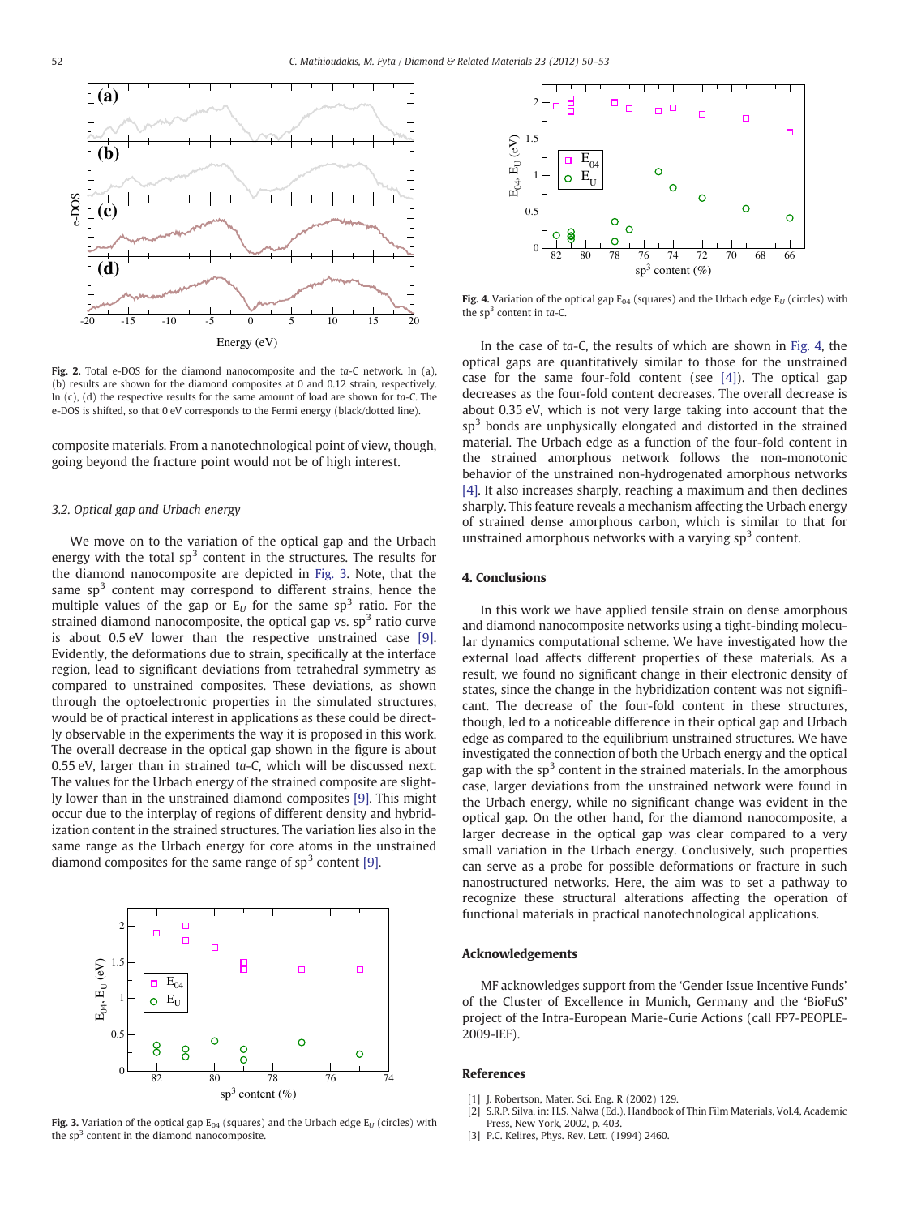**Fig. 2.** Total e-DOS for the diamond nanocomposite and the *t*a-C network. In (a), (b) results are shown for the diamond composites at 0 and 0.12 strain, respectively. In (c), (d) the respective results for the same amount of load are shown for *t*a-C. The e-DOS is shifted, so that 0 eV corresponds to the Fermi energy (black/dotted line).

composite materials. From a nanotechnological point of view, though, going beyond the fracture point would not be of high interest.

### 3.2. Optical gap and Urbach energy

We move on to the variation of the optical gap and the Urbach energy with the total $sp^3$ content in the structures. The results for the diamond nanocomposite are depicted in Fig. 3. Note, that the same $sp^3$ content may correspond to different strains, hence the multiple values of the gap or $E_U$ for the same $sp^3$ ratio. For the strained diamond nanocomposite, the optical gap vs. $sp^3$ ratio curve is about 0.5 eV lower than the respective unstrained case [9]. Evidently, the deformations due to strain, specifically at the interface region, lead to significant deviations from tetrahedral symmetry as compared to unstrained composites. These deviations, as shown through the optoelectronic properties in the simulated structures, would be of practical interest in applications as these could be directly observable in the experiments the way it is proposed in this work. The overall decrease in the optical gap shown in the figure is about 0.55 eV, larger than in strained *t*a-C, which will be discussed next. The values for the Urbach energy of the strained composite are slightly lower than in the unstrained diamond composites [9]. This might occur due to the interplay of regions of different density and hybridization content in the strained structures. The variation lies also in the same range as the Urbach energy for core atoms in the unstrained diamond composites for the same range of $sp^3$ content [9].

**Fig. 3.** Variation of the optical gap $E_{04}$ (squares) and the Urbach edge $E_U$ (circles) with the $sp^3$ content in the diamond nanocomposite.

**Fig. 4.** Variation of the optical gap $E_{04}$ (squares) and the Urbach edge $E_U$ (circles) with the $sp^3$ content in *t*a-C.

In the case of *t*a-C, the results of which are shown in Fig. 4, the optical gaps are quantitatively similar to those for the unstrained case for the same four-fold content (see [4]). The optical gap decreases as the four-fold content decreases. The overall decrease is about 0.35 eV, which is not very large taking into account that the $sp^3$ bonds are unphysically elongated and distorted in the strained material. The Urbach edge as a function of the four-fold content in the strained amorphous network follows the non-monotonic behavior of the unstrained non-hydrogenated amorphous networks [4]. It also increases sharply, reaching a maximum and then declines sharply. This feature reveals a mechanism affecting the Urbach energy of strained dense amorphous carbon, which is similar to that for unstrained amorphous networks with a varying $sp^3$ content.

## 4. Conclusions

In this work we have applied tensile strain on dense amorphous and diamond nanocomposite networks using a tight-binding molecular dynamics computational scheme. We have investigated how the external load affects different properties of these materials. As a result, we found no significant change in their electronic density of states, since the change in the hybridization content was not significant. The decrease of the four-fold content in these structures, though, led to a noticeable difference in their optical gap and Urbach edge as compared to the equilibrium unstrained structures. We have investigated the connection of both the Urbach energy and the optical gap with the $sp^3$ content in the strained materials. In the amorphous case, larger deviations from the unstrained network were found in the Urbach energy, while no significant change was evident in the optical gap. On the other hand, for the diamond nanocomposite, a larger decrease in the optical gap was clear compared to a very small variation in the Urbach energy. Conclusively, such properties can serve as a probe for possible deformations or fracture in such nanostructured networks. Here, the aim was to set a pathway to recognize these structural alterations affecting the operation of functional materials in practical nanotechnological applications.

## Acknowledgements

MF acknowledges support from the 'Gender Issue Incentive Funds' of the Cluster of Excellence in Munich, Germany and the 'BioFuS' project of the Intra-European Marie-Curie Actions (call FP7-PEOPLE-2009-IEF).

## References

[1] J. Robertson, Mater. Sci. Eng. R (2002) 129.
[2] S.R.P. Silva, in: H.S. Nalwa (Ed.), Handbook of Thin Film Materials, Vol.4, Academic Press, New York, 2002, p. 403.
[3] P.C. Kelires, Phys. Rev. Lett. (1994) 2460.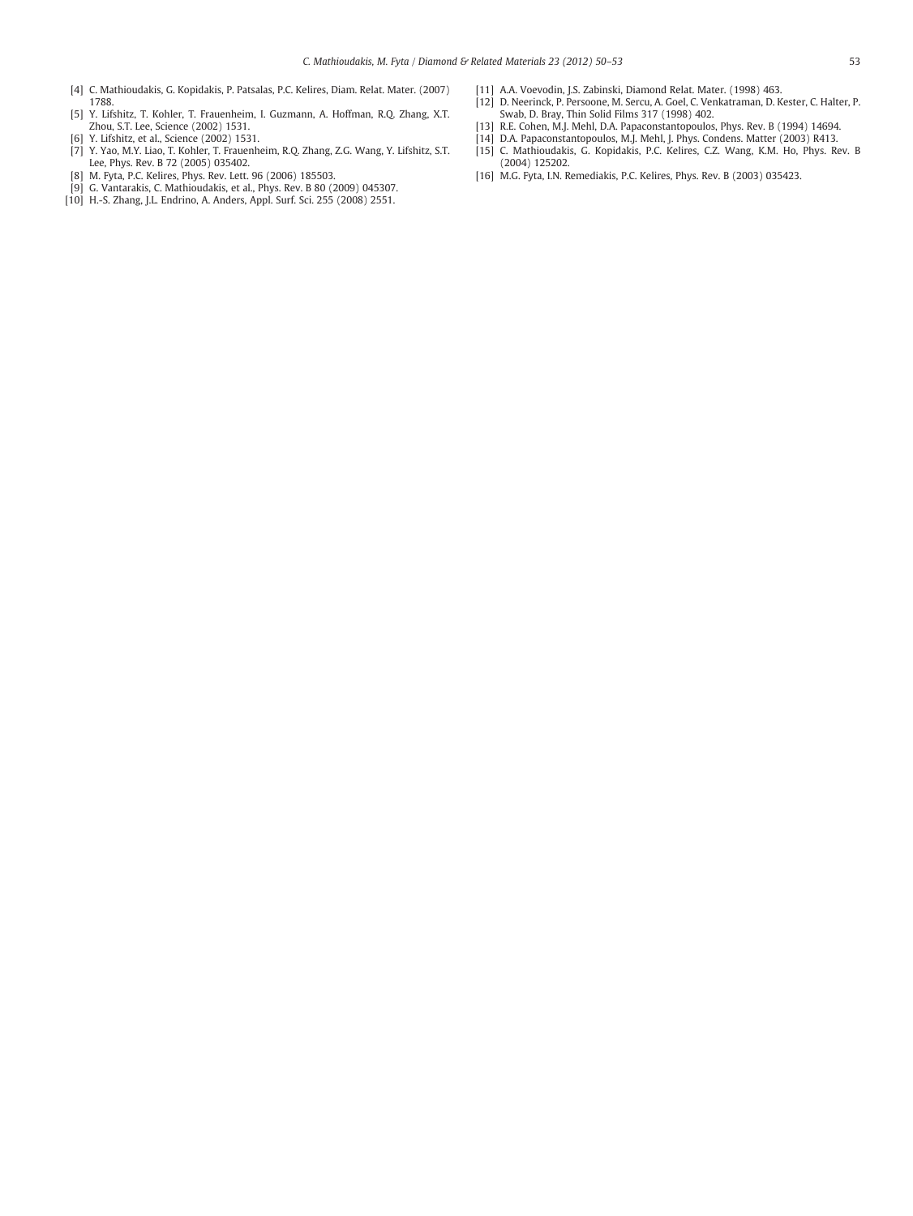[4] C. Mathioudakis, G. Kopidakis, P. Patsalas, P.C. Kelires, Diam. Relat. Mater. (2007) 1788.

[5] Y. Lifshitz, T. Kohler, T. Frauenheim, I. Guzmann, A. Hoffman, R.Q. Zhang, X.T. Zhou, S.T. Lee, Science (2002) 1531.

[6] Y. Lifshitz, et al., Science (2002) 1531.

[7] Y. Yao, M.Y. Liao, T. Kohler, T. Frauenheim, R.Q. Zhang, Z.G. Wang, Y. Lifshitz, S.T. Lee, Phys. Rev. B 72 (2005) 035402.

[8] M. Fyta, P.C. Kelires, Phys. Rev. Lett. 96 (2006) 185503.

[9] G. Vantarakis, C. Mathioudakis, et al., Phys. Rev. B 80 (2009) 045307.

[10] H.-S. Zhang, J.L. Endrino, A. Anders, Appl. Surf. Sci. 255 (2008) 2551.

[11] A.A. Voevodin, J.S. Zabinski, Diamond Relat. Mater. (1998) 463.

[12] D. Neerinck, P. Persoone, M. Sercu, A. Goel, C. Venkatraman, D. Kester, C. Halter, P. Swab, D. Bray, Thin Solid Films 317 (1998) 402.

[13] R.E. Cohen, M.J. Mehl, D.A. Papaconstantopoulos, Phys. Rev. B (1994) 14694.

[14] D.A. Papaconstantopoulos, M.J. Mehl, J. Phys. Condens. Matter (2003) R413.

[15] C. Mathioudakis, G. Kopidakis, P.C. Kelires, C.Z. Wang, K.M. Ho, Phys. Rev. B (2004) 125202.

[16] M.G. Fyta, I.N. Remediakis, P.C. Kelires, Phys. Rev. B (2003) 035423.